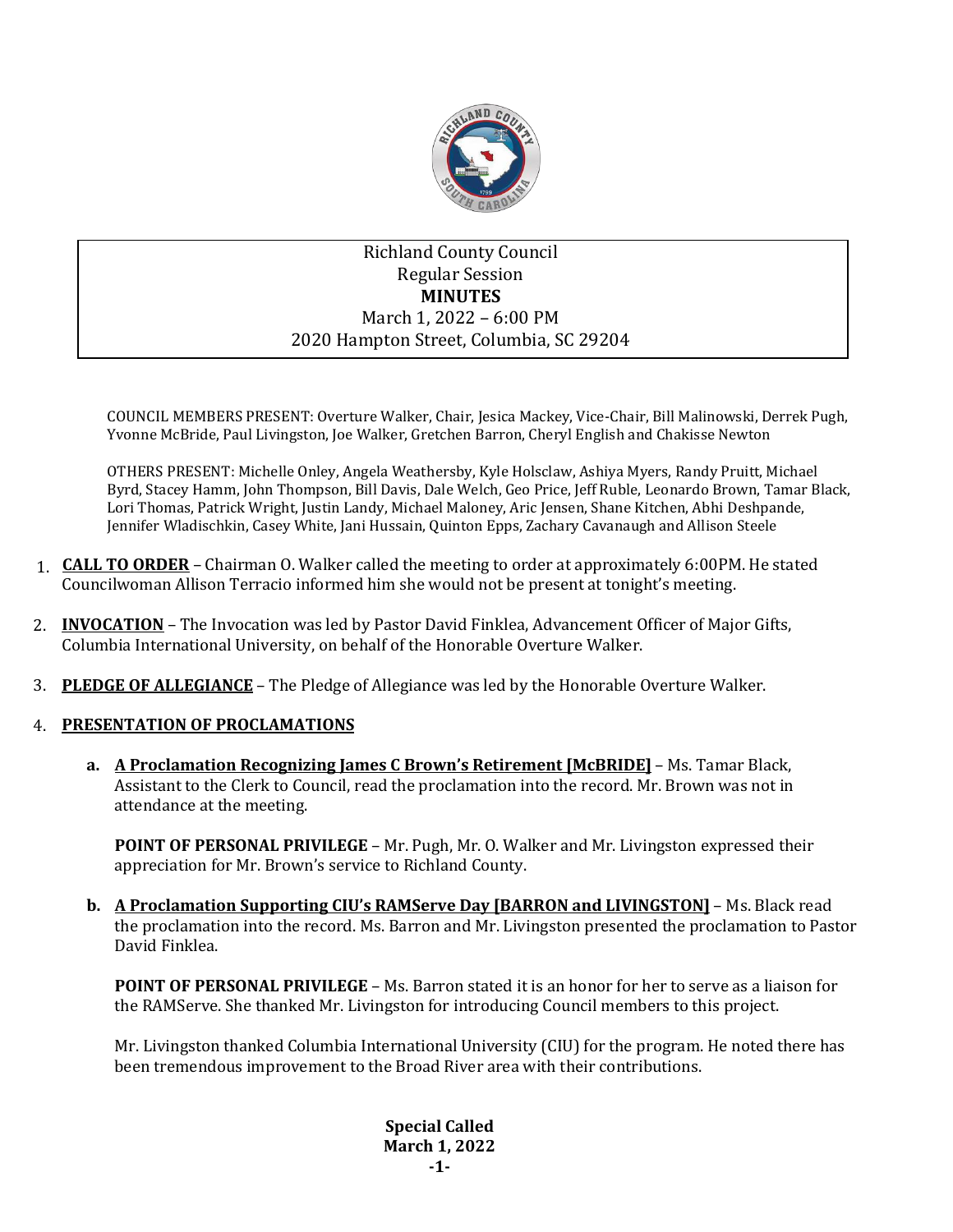Richland County Council
Regular Session
**MINUTES**
March 1, 2022 – 6:00 PM
2020 Hampton Street, Columbia, SC 29204

COUNCIL MEMBERS PRESENT: Overture Walker, Chair, Jesica Mackey, Vice-Chair, Bill Malinowski, Derrek Pugh, Yvonne McBride, Paul Livingston, Joe Walker, Gretchen Barron, Cheryl English and Chakisse Newton

OTHERS PRESENT: Michelle Onley, Angela Weathersby, Kyle Holsclaw, Ashiya Myers, Randy Pruitt, Michael Byrd, Stacey Hamm, John Thompson, Bill Davis, Dale Welch, Geo Price, Jeff Ruble, Leonardo Brown, Tamar Black, Lori Thomas, Patrick Wright, Justin Landy, Michael Maloney, Aric Jensen, Shane Kitchen, Abhi Deshpande, Jennifer Wladischkin, Casey White, Jani Hussain, Quinton Epps, Zachary Cavanaugh and Allison Steele

1. **CALL TO ORDER** – Chairman O. Walker called the meeting to order at approximately 6:00PM. He stated Councilwoman Allison Terracio informed him she would not be present at tonight's meeting.

2. **INVOCATION** – The Invocation was led by Pastor David Finklea, Advancement Officer of Major Gifts, Columbia International University, on behalf of the Honorable Overture Walker.

3. **PLEDGE OF ALLEGIANCE** – The Pledge of Allegiance was led by the Honorable Overture Walker.

4. **PRESENTATION OF PROCLAMATIONS**

   a. **A Proclamation Recognizing James C Brown's Retirement [McBRIDE]** – Ms. Tamar Black, Assistant to the Clerk to Council, read the proclamation into the record. Mr. Brown was not in attendance at the meeting.

      **POINT OF PERSONAL PRIVILEGE** – Mr. Pugh, Mr. O. Walker and Mr. Livingston expressed their appreciation for Mr. Brown's service to Richland County.

   b. **A Proclamation Supporting CIU's RAMServe Day [BARRON and LIVINGSTON]** – Ms. Black read the proclamation into the record. Ms. Barron and Mr. Livingston presented the proclamation to Pastor David Finklea.

      **POINT OF PERSONAL PRIVILEGE** – Ms. Barron stated it is an honor for her to serve as a liaison for the RAMServe. She thanked Mr. Livingston for introducing Council members to this project.

      Mr. Livingston thanked Columbia International University (CIU) for the program. He noted there has been tremendous improvement to the Broad River area with their contributions.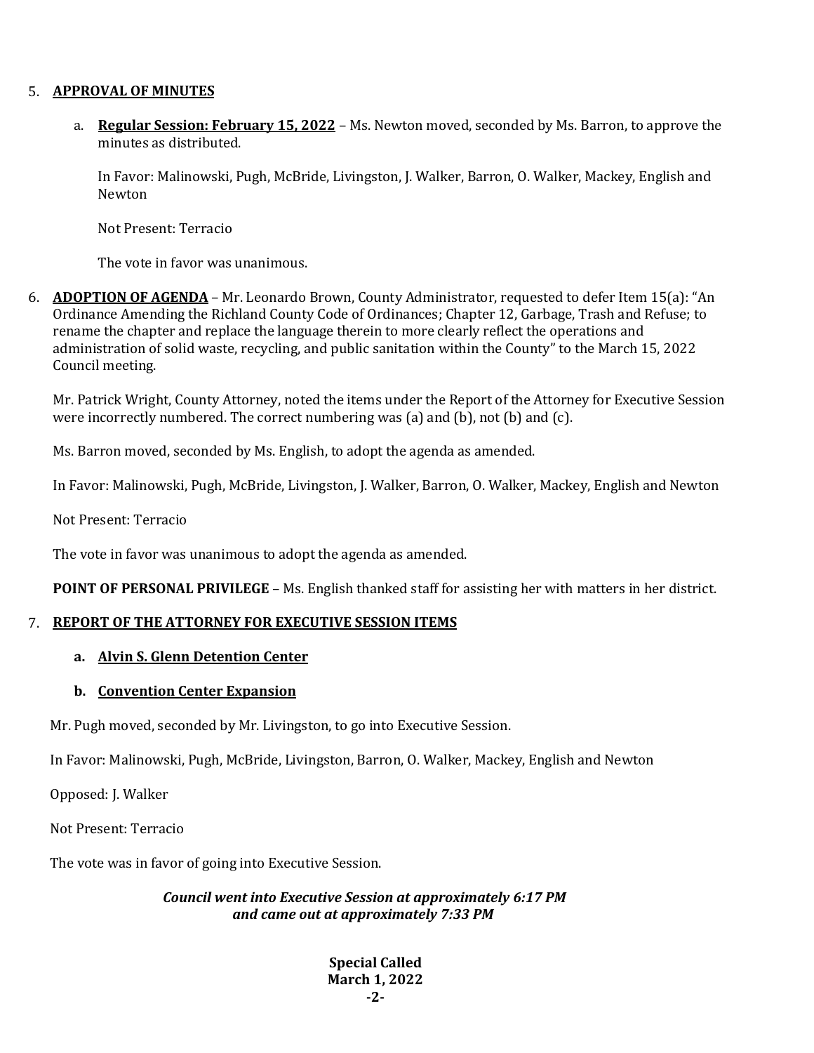5. **APPROVAL OF MINUTES**

   a. **Regular Session: February 15, 2022** – Ms. Newton moved, seconded by Ms. Barron, to approve the minutes as distributed.

      In Favor: Malinowski, Pugh, McBride, Livingston, J. Walker, Barron, O. Walker, Mackey, English and Newton

      Not Present: Terracio

      The vote in favor was unanimous.

6. **ADOPTION OF AGENDA** – Mr. Leonardo Brown, County Administrator, requested to defer Item 15(a): "An Ordinance Amending the Richland County Code of Ordinances; Chapter 12, Garbage, Trash and Refuse; to rename the chapter and replace the language therein to more clearly reflect the operations and administration of solid waste, recycling, and public sanitation within the County" to the March 15, 2022 Council meeting.

   Mr. Patrick Wright, County Attorney, noted the items under the Report of the Attorney for Executive Session were incorrectly numbered. The correct numbering was (a) and (b), not (b) and (c).

   Ms. Barron moved, seconded by Ms. English, to adopt the agenda as amended.

   In Favor: Malinowski, Pugh, McBride, Livingston, J. Walker, Barron, O. Walker, Mackey, English and Newton

   Not Present: Terracio

   The vote in favor was unanimous to adopt the agenda as amended.

   **POINT OF PERSONAL PRIVILEGE** – Ms. English thanked staff for assisting her with matters in her district.

7. **REPORT OF THE ATTORNEY FOR EXECUTIVE SESSION ITEMS**

   **a. Alvin S. Glenn Detention Center**

   **b. Convention Center Expansion**

   Mr. Pugh moved, seconded by Mr. Livingston, to go into Executive Session.

   In Favor: Malinowski, Pugh, McBride, Livingston, Barron, O. Walker, Mackey, English and Newton

   Opposed: J. Walker

   Not Present: Terracio

   The vote was in favor of going into Executive Session.

***Council went into Executive Session at approximately 6:17 PM and came out at approximately 7:33 PM***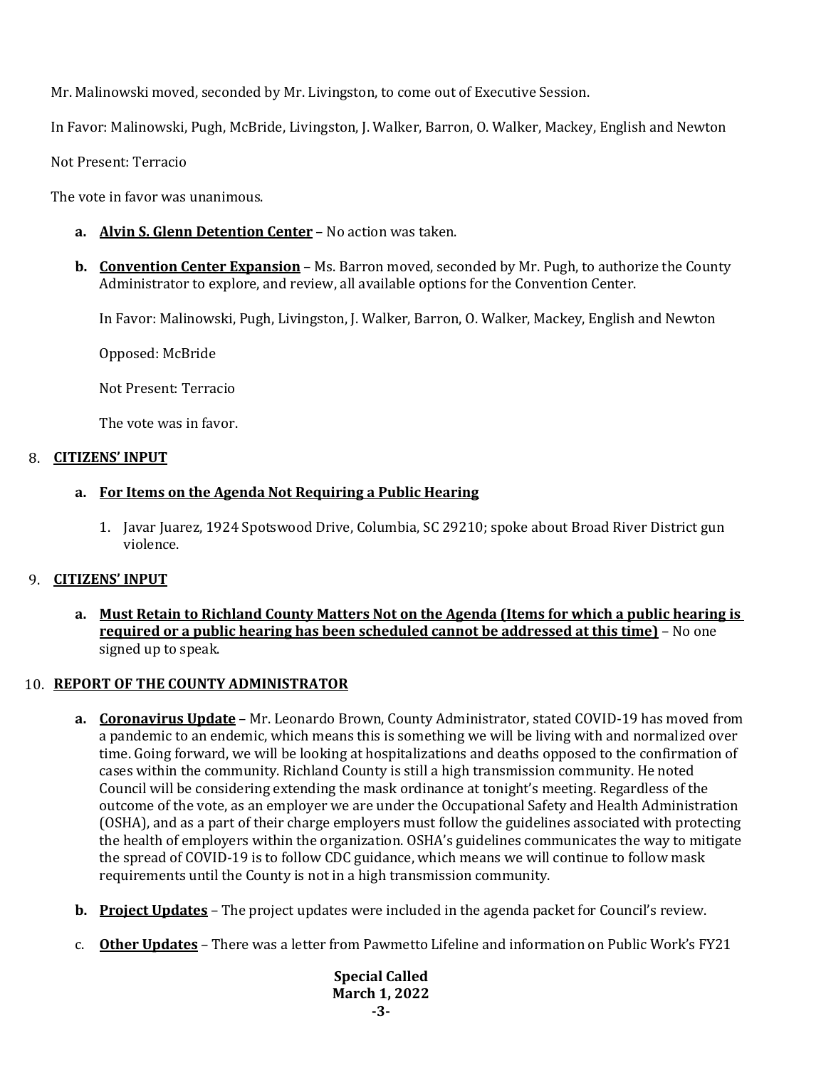Mr. Malinowski moved, seconded by Mr. Livingston, to come out of Executive Session.

In Favor: Malinowski, Pugh, McBride, Livingston, J. Walker, Barron, O. Walker, Mackey, English and Newton

Not Present: Terracio

The vote in favor was unanimous.

**a. <u>Alvin S. Glenn Detention Center</u>** – No action was taken.

**b. <u>Convention Center Expansion</u>** – Ms. Barron moved, seconded by Mr. Pugh, to authorize the County Administrator to explore, and review, all available options for the Convention Center.

In Favor: Malinowski, Pugh, Livingston, J. Walker, Barron, O. Walker, Mackey, English and Newton

Opposed: McBride

Not Present: Terracio

The vote was in favor.

8. **<u>CITIZENS' INPUT</u>**

**a. <u>For Items on the Agenda Not Requiring a Public Hearing</u>**

1. Javar Juarez, 1924 Spotswood Drive, Columbia, SC 29210; spoke about Broad River District gun violence.

9. **<u>CITIZENS' INPUT</u>**

**a. <u>Must Retain to Richland County Matters Not on the Agenda (Items for which a public hearing is required or a public hearing has been scheduled cannot be addressed at this time)</u>** – No one signed up to speak.

10. **<u>REPORT OF THE COUNTY ADMINISTRATOR</u>**

**a. <u>Coronavirus Update</u>** – Mr. Leonardo Brown, County Administrator, stated COVID-19 has moved from a pandemic to an endemic, which means this is something we will be living with and normalized over time. Going forward, we will be looking at hospitalizations and deaths opposed to the confirmation of cases within the community. Richland County is still a high transmission community. He noted Council will be considering extending the mask ordinance at tonight's meeting. Regardless of the outcome of the vote, as an employer we are under the Occupational Safety and Health Administration (OSHA), and as a part of their charge employers must follow the guidelines associated with protecting the health of employers within the organization. OSHA's guidelines communicates the way to mitigate the spread of COVID-19 is to follow CDC guidance, which means we will continue to follow mask requirements until the County is not in a high transmission community.

**b. <u>Project Updates</u>** – The project updates were included in the agenda packet for Council's review.

c. **<u>Other Updates</u>** – There was a letter from Pawmetto Lifeline and information on Public Work's FY21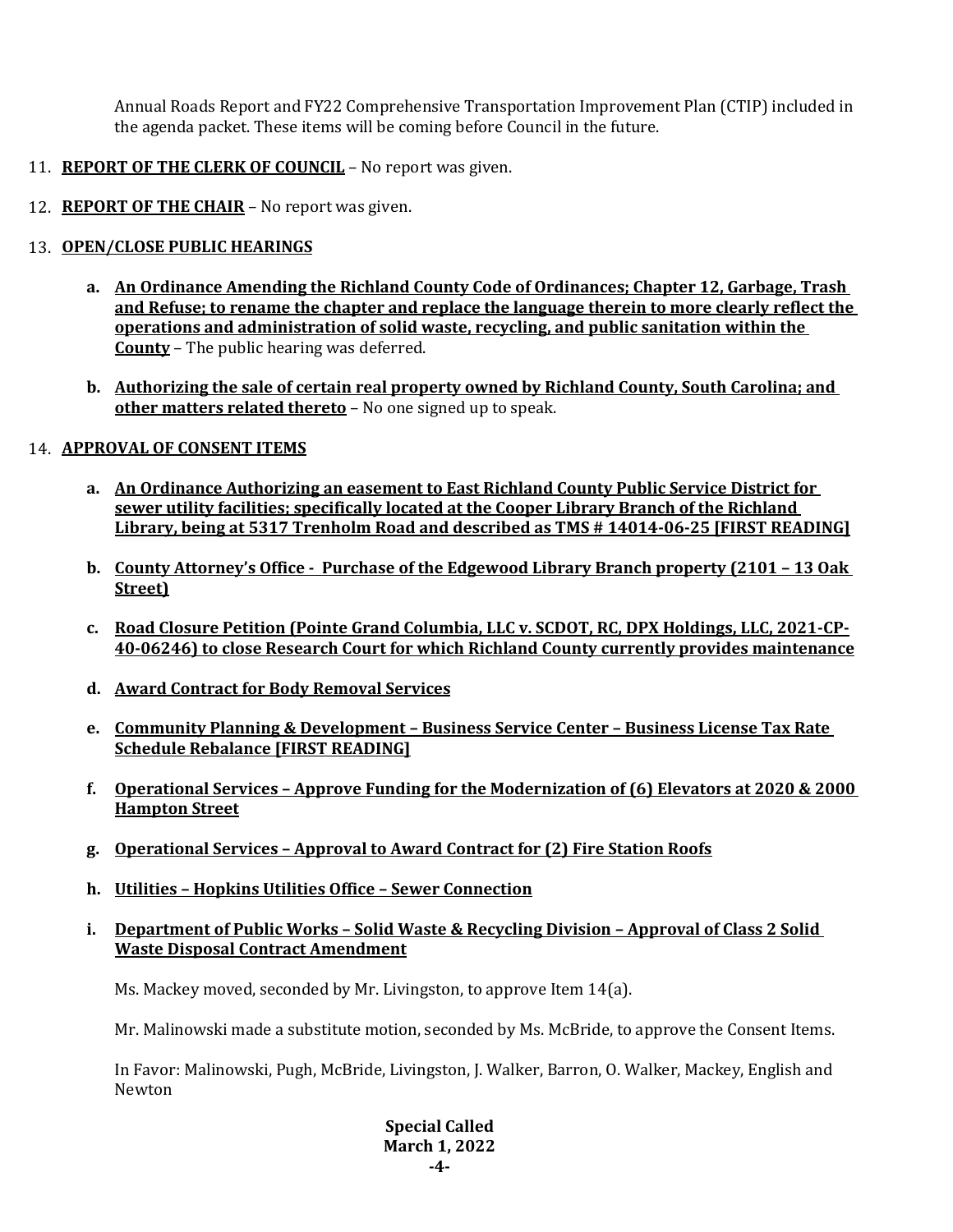Annual Roads Report and FY22 Comprehensive Transportation Improvement Plan (CTIP) included in the agenda packet. These items will be coming before Council in the future.

11. **REPORT OF THE CLERK OF COUNCIL** – No report was given.

12. **REPORT OF THE CHAIR** – No report was given.

13. **OPEN/CLOSE PUBLIC HEARINGS**

    a. **An Ordinance Amending the Richland County Code of Ordinances; Chapter 12, Garbage, Trash and Refuse; to rename the chapter and replace the language therein to more clearly reflect the operations and administration of solid waste, recycling, and public sanitation within the County** – The public hearing was deferred.

    b. **Authorizing the sale of certain real property owned by Richland County, South Carolina; and other matters related thereto** – No one signed up to speak.

14. **APPROVAL OF CONSENT ITEMS**

    a. **An Ordinance Authorizing an easement to East Richland County Public Service District for sewer utility facilities; specifically located at the Cooper Library Branch of the Richland Library, being at 5317 Trenholm Road and described as TMS # 14014-06-25 [FIRST READING]**

    b. **County Attorney's Office - Purchase of the Edgewood Library Branch property (2101 – 13 Oak Street)**

    c. **Road Closure Petition (Pointe Grand Columbia, LLC v. SCDOT, RC, DPX Holdings, LLC, 2021-CP-40-06246) to close Research Court for which Richland County currently provides maintenance**

    d. **Award Contract for Body Removal Services**

    e. **Community Planning & Development – Business Service Center – Business License Tax Rate Schedule Rebalance [FIRST READING]**

    f. **Operational Services – Approve Funding for the Modernization of (6) Elevators at 2020 & 2000 Hampton Street**

    g. **Operational Services – Approval to Award Contract for (2) Fire Station Roofs**

    h. **Utilities – Hopkins Utilities Office – Sewer Connection**

    i. **Department of Public Works – Solid Waste & Recycling Division – Approval of Class 2 Solid Waste Disposal Contract Amendment**

    Ms. Mackey moved, seconded by Mr. Livingston, to approve Item 14(a).

    Mr. Malinowski made a substitute motion, seconded by Ms. McBride, to approve the Consent Items.

    In Favor: Malinowski, Pugh, McBride, Livingston, J. Walker, Barron, O. Walker, Mackey, English and Newton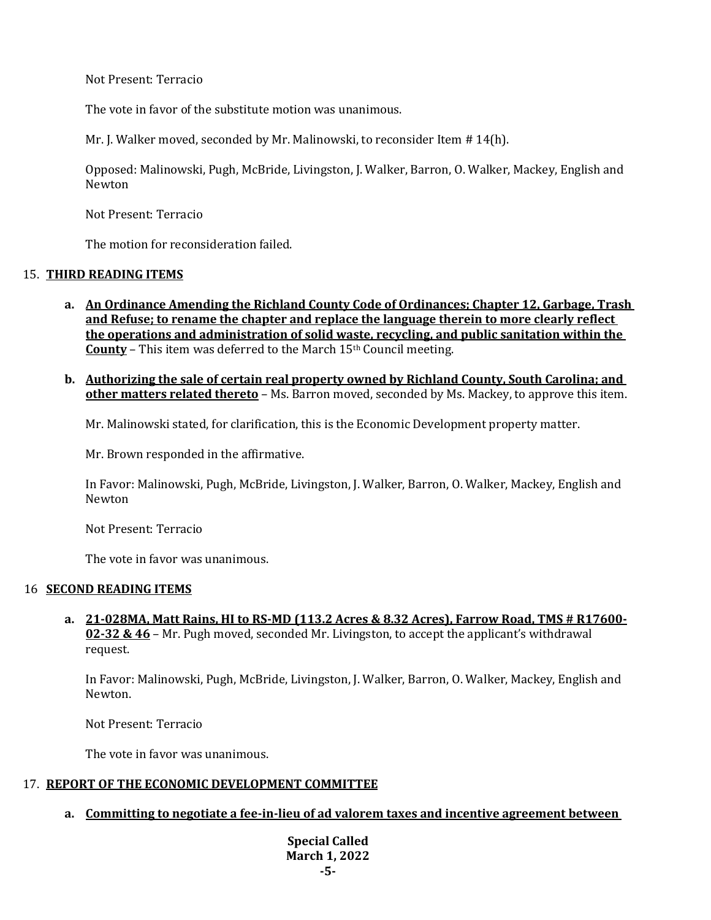Not Present: Terracio

The vote in favor of the substitute motion was unanimous.

Mr. J. Walker moved, seconded by Mr. Malinowski, to reconsider Item # 14(h).

Opposed: Malinowski, Pugh, McBride, Livingston, J. Walker, Barron, O. Walker, Mackey, English and Newton

Not Present: Terracio

The motion for reconsideration failed.

15. **THIRD READING ITEMS**

   a. **An Ordinance Amending the Richland County Code of Ordinances; Chapter 12, Garbage, Trash and Refuse; to rename the chapter and replace the language therein to more clearly reflect the operations and administration of solid waste, recycling, and public sanitation within the County** – This item was deferred to the March 15th Council meeting.

   b. **Authorizing the sale of certain real property owned by Richland County, South Carolina; and other matters related thereto** – Ms. Barron moved, seconded by Ms. Mackey, to approve this item.

   Mr. Malinowski stated, for clarification, this is the Economic Development property matter.

   Mr. Brown responded in the affirmative.

   In Favor: Malinowski, Pugh, McBride, Livingston, J. Walker, Barron, O. Walker, Mackey, English and Newton

   Not Present: Terracio

   The vote in favor was unanimous.

16 **SECOND READING ITEMS**

   a. **21-028MA, Matt Rains, HI to RS-MD (113.2 Acres & 8.32 Acres), Farrow Road, TMS # R17600-02-32 & 46** – Mr. Pugh moved, seconded Mr. Livingston, to accept the applicant's withdrawal request.

   In Favor: Malinowski, Pugh, McBride, Livingston, J. Walker, Barron, O. Walker, Mackey, English and Newton.

   Not Present: Terracio

   The vote in favor was unanimous.

17. **REPORT OF THE ECONOMIC DEVELOPMENT COMMITTEE**

   a. **Committing to negotiate a fee-in-lieu of ad valorem taxes and incentive agreement between**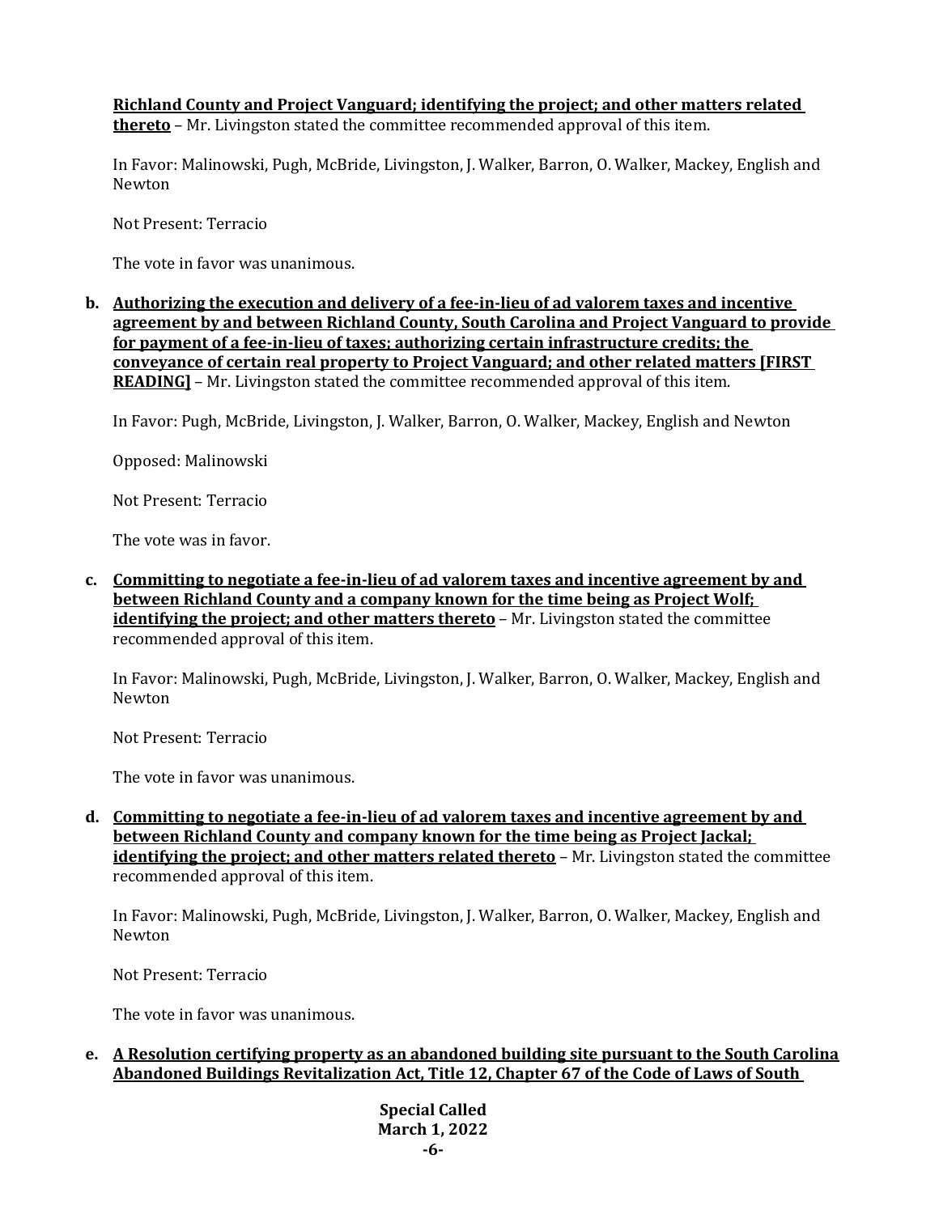**Richland County and Project Vanguard; identifying the project; and other matters related thereto** – Mr. Livingston stated the committee recommended approval of this item.

In Favor: Malinowski, Pugh, McBride, Livingston, J. Walker, Barron, O. Walker, Mackey, English and Newton

Not Present: Terracio

The vote in favor was unanimous.

**b. Authorizing the execution and delivery of a fee-in-lieu of ad valorem taxes and incentive agreement by and between Richland County, South Carolina and Project Vanguard to provide for payment of a fee-in-lieu of taxes; authorizing certain infrastructure credits; the conveyance of certain real property to Project Vanguard; and other related matters [FIRST READING]** – Mr. Livingston stated the committee recommended approval of this item.

In Favor: Pugh, McBride, Livingston, J. Walker, Barron, O. Walker, Mackey, English and Newton

Opposed: Malinowski

Not Present: Terracio

The vote was in favor.

**c. Committing to negotiate a fee-in-lieu of ad valorem taxes and incentive agreement by and between Richland County and a company known for the time being as Project Wolf; identifying the project; and other matters thereto** – Mr. Livingston stated the committee recommended approval of this item.

In Favor: Malinowski, Pugh, McBride, Livingston, J. Walker, Barron, O. Walker, Mackey, English and Newton

Not Present: Terracio

The vote in favor was unanimous.

**d. Committing to negotiate a fee-in-lieu of ad valorem taxes and incentive agreement by and between Richland County and company known for the time being as Project Jackal; identifying the project; and other matters related thereto** – Mr. Livingston stated the committee recommended approval of this item.

In Favor: Malinowski, Pugh, McBride, Livingston, J. Walker, Barron, O. Walker, Mackey, English and Newton

Not Present: Terracio

The vote in favor was unanimous.

**e. A Resolution certifying property as an abandoned building site pursuant to the South Carolina Abandoned Buildings Revitalization Act, Title 12, Chapter 67 of the Code of Laws of South**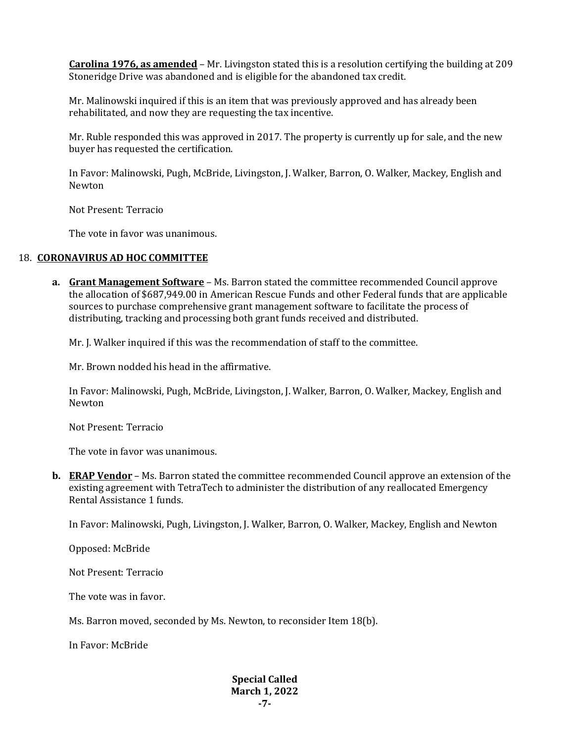**Carolina 1976, as amended** – Mr. Livingston stated this is a resolution certifying the building at 209 Stoneridge Drive was abandoned and is eligible for the abandoned tax credit.

Mr. Malinowski inquired if this is an item that was previously approved and has already been rehabilitated, and now they are requesting the tax incentive.

Mr. Ruble responded this was approved in 2017. The property is currently up for sale, and the new buyer has requested the certification.

In Favor: Malinowski, Pugh, McBride, Livingston, J. Walker, Barron, O. Walker, Mackey, English and Newton

Not Present: Terracio

The vote in favor was unanimous.

18. **CORONAVIRUS AD HOC COMMITTEE**

   **a. Grant Management Software** – Ms. Barron stated the committee recommended Council approve the allocation of $687,949.00 in American Rescue Funds and other Federal funds that are applicable sources to purchase comprehensive grant management software to facilitate the process of distributing, tracking and processing both grant funds received and distributed.

   Mr. J. Walker inquired if this was the recommendation of staff to the committee.

   Mr. Brown nodded his head in the affirmative.

   In Favor: Malinowski, Pugh, McBride, Livingston, J. Walker, Barron, O. Walker, Mackey, English and Newton

   Not Present: Terracio

   The vote in favor was unanimous.

   **b. ERAP Vendor** – Ms. Barron stated the committee recommended Council approve an extension of the existing agreement with TetraTech to administer the distribution of any reallocated Emergency Rental Assistance 1 funds.

   In Favor: Malinowski, Pugh, Livingston, J. Walker, Barron, O. Walker, Mackey, English and Newton

   Opposed: McBride

   Not Present: Terracio

   The vote was in favor.

   Ms. Barron moved, seconded by Ms. Newton, to reconsider Item 18(b).

   In Favor: McBride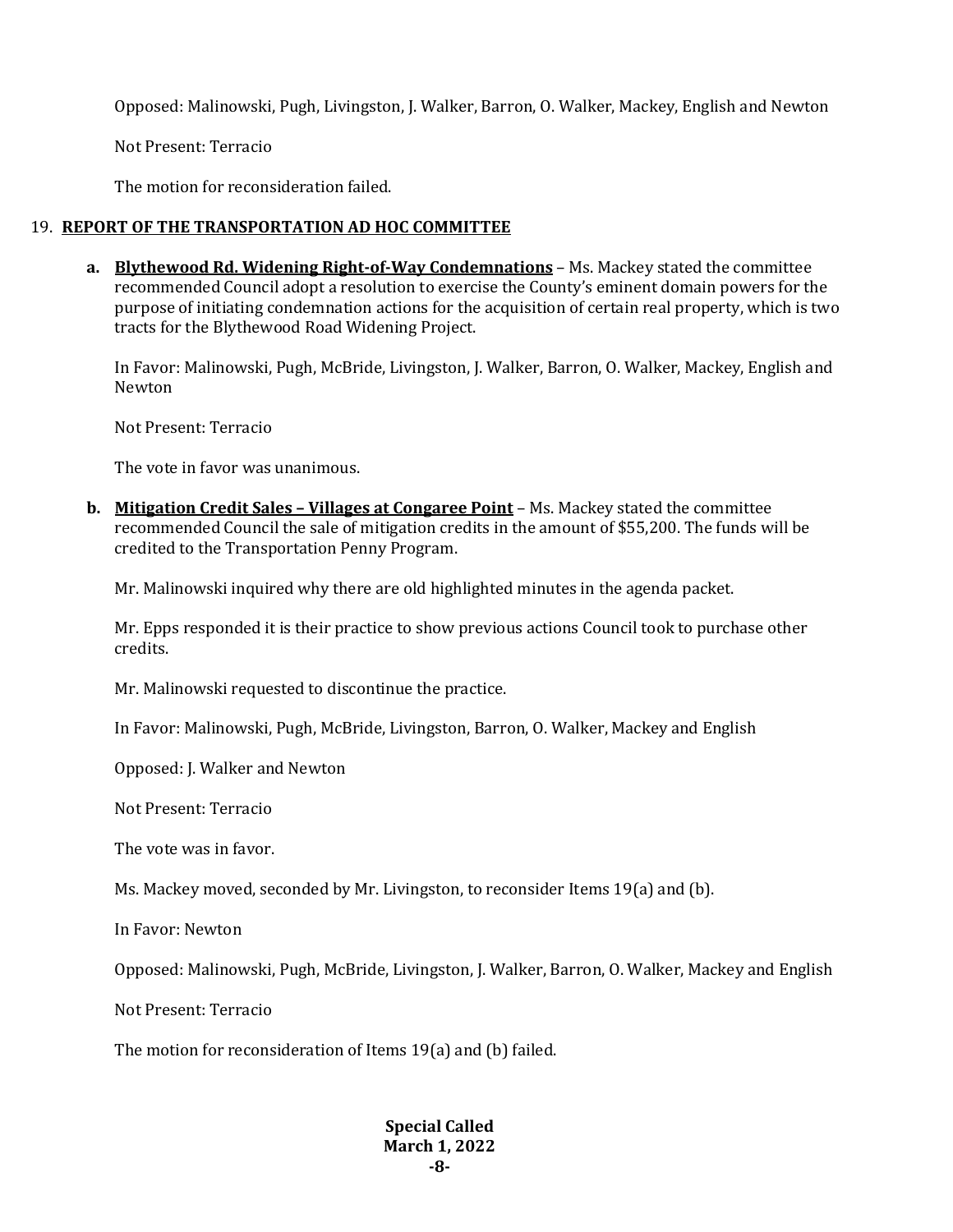Opposed: Malinowski, Pugh, Livingston, J. Walker, Barron, O. Walker, Mackey, English and Newton

Not Present: Terracio

The motion for reconsideration failed.

19. **REPORT OF THE TRANSPORTATION AD HOC COMMITTEE**

   a. **Blythewood Rd. Widening Right-of-Way Condemnations** – Ms. Mackey stated the committee recommended Council adopt a resolution to exercise the County's eminent domain powers for the purpose of initiating condemnation actions for the acquisition of certain real property, which is two tracts for the Blythewood Road Widening Project.

   In Favor: Malinowski, Pugh, McBride, Livingston, J. Walker, Barron, O. Walker, Mackey, English and Newton

   Not Present: Terracio

   The vote in favor was unanimous.

   b. **Mitigation Credit Sales – Villages at Congaree Point** – Ms. Mackey stated the committee recommended Council the sale of mitigation credits in the amount of $55,200. The funds will be credited to the Transportation Penny Program.

   Mr. Malinowski inquired why there are old highlighted minutes in the agenda packet.

   Mr. Epps responded it is their practice to show previous actions Council took to purchase other credits.

   Mr. Malinowski requested to discontinue the practice.

   In Favor: Malinowski, Pugh, McBride, Livingston, Barron, O. Walker, Mackey and English

   Opposed: J. Walker and Newton

   Not Present: Terracio

   The vote was in favor.

   Ms. Mackey moved, seconded by Mr. Livingston, to reconsider Items 19(a) and (b).

   In Favor: Newton

   Opposed: Malinowski, Pugh, McBride, Livingston, J. Walker, Barron, O. Walker, Mackey and English

   Not Present: Terracio

   The motion for reconsideration of Items 19(a) and (b) failed.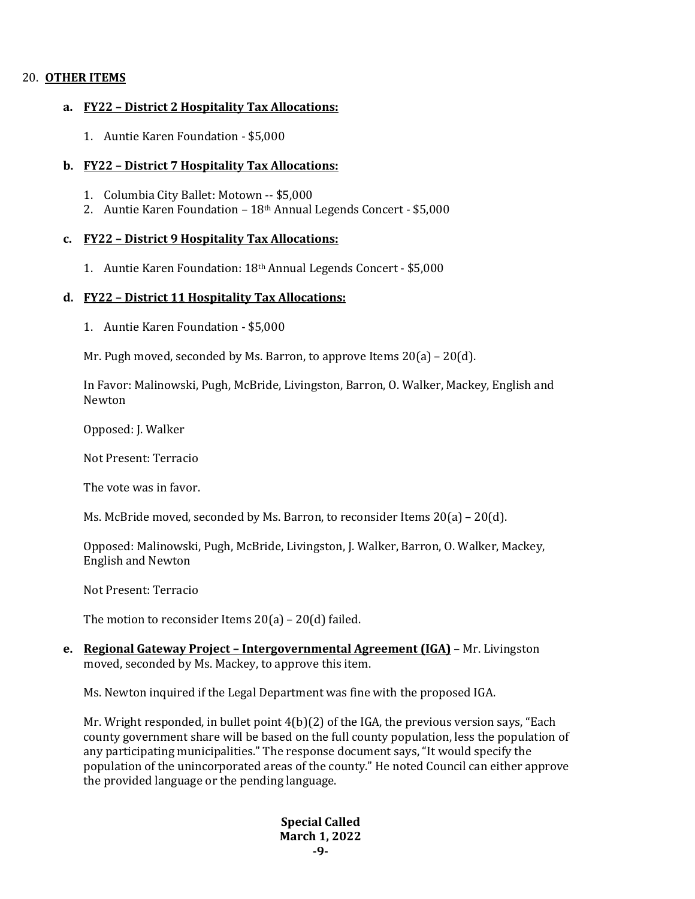20. **OTHER ITEMS**

**a. FY22 – District 2 Hospitality Tax Allocations:**

1. Auntie Karen Foundation - $5,000

**b. FY22 – District 7 Hospitality Tax Allocations:**

1. Columbia City Ballet: Motown -- $5,000
2. Auntie Karen Foundation – 18th Annual Legends Concert - $5,000

**c. FY22 – District 9 Hospitality Tax Allocations:**

1. Auntie Karen Foundation: 18th Annual Legends Concert - $5,000

**d. FY22 – District 11 Hospitality Tax Allocations:**

1. Auntie Karen Foundation - $5,000

Mr. Pugh moved, seconded by Ms. Barron, to approve Items 20(a) – 20(d).

In Favor: Malinowski, Pugh, McBride, Livingston, Barron, O. Walker, Mackey, English and Newton

Opposed: J. Walker

Not Present: Terracio

The vote was in favor.

Ms. McBride moved, seconded by Ms. Barron, to reconsider Items 20(a) – 20(d).

Opposed: Malinowski, Pugh, McBride, Livingston, J. Walker, Barron, O. Walker, Mackey, English and Newton

Not Present: Terracio

The motion to reconsider Items 20(a) – 20(d) failed.

**e. Regional Gateway Project – Intergovernmental Agreement (IGA)** – Mr. Livingston moved, seconded by Ms. Mackey, to approve this item.

Ms. Newton inquired if the Legal Department was fine with the proposed IGA.

Mr. Wright responded, in bullet point 4(b)(2) of the IGA, the previous version says, "Each county government share will be based on the full county population, less the population of any participating municipalities." The response document says, "It would specify the population of the unincorporated areas of the county." He noted Council can either approve the provided language or the pending language.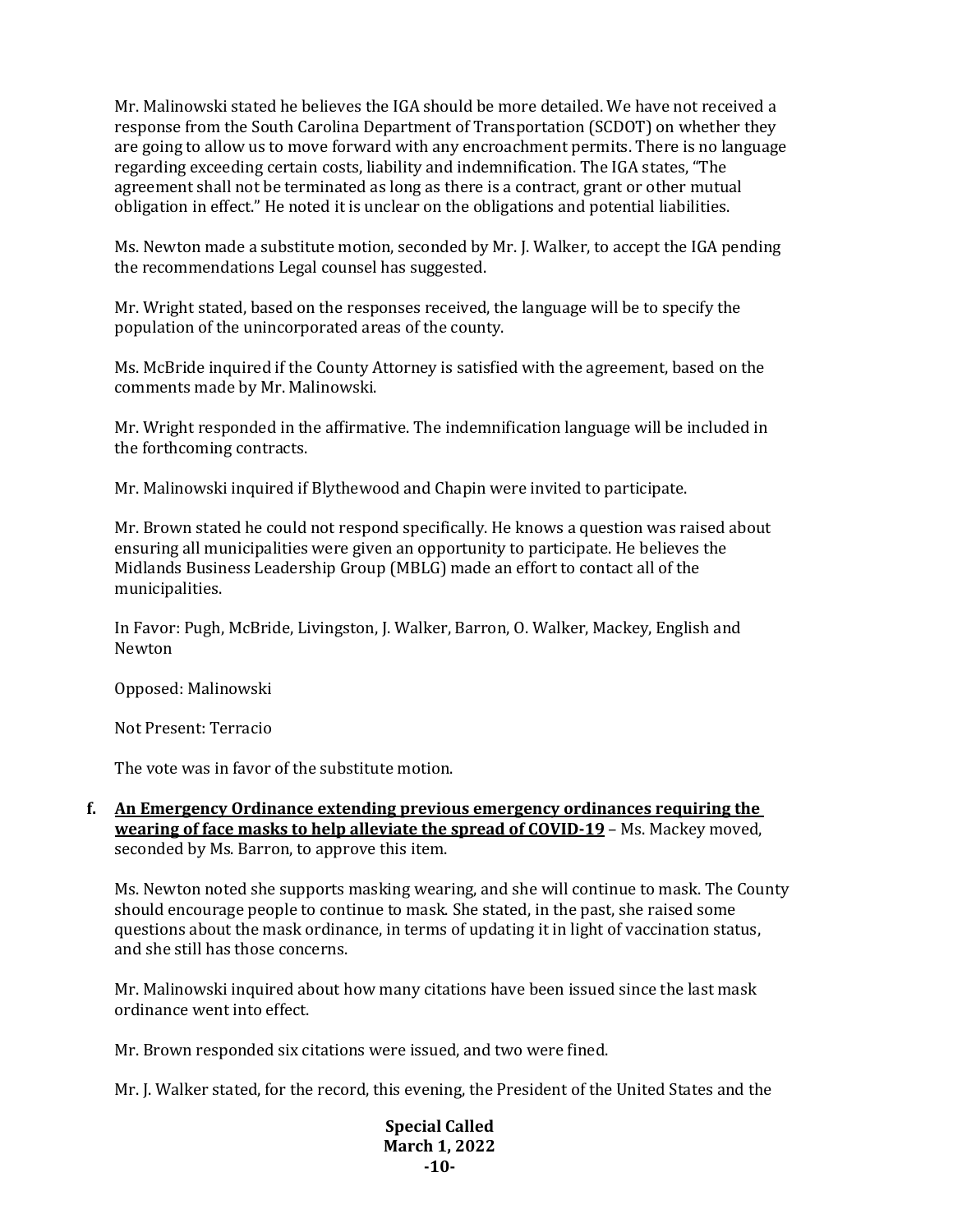Mr. Malinowski stated he believes the IGA should be more detailed. We have not received a response from the South Carolina Department of Transportation (SCDOT) on whether they are going to allow us to move forward with any encroachment permits. There is no language regarding exceeding certain costs, liability and indemnification. The IGA states, "The agreement shall not be terminated as long as there is a contract, grant or other mutual obligation in effect." He noted it is unclear on the obligations and potential liabilities.

Ms. Newton made a substitute motion, seconded by Mr. J. Walker, to accept the IGA pending the recommendations Legal counsel has suggested.

Mr. Wright stated, based on the responses received, the language will be to specify the population of the unincorporated areas of the county.

Ms. McBride inquired if the County Attorney is satisfied with the agreement, based on the comments made by Mr. Malinowski.

Mr. Wright responded in the affirmative. The indemnification language will be included in the forthcoming contracts.

Mr. Malinowski inquired if Blythewood and Chapin were invited to participate.

Mr. Brown stated he could not respond specifically. He knows a question was raised about ensuring all municipalities were given an opportunity to participate. He believes the Midlands Business Leadership Group (MBLG) made an effort to contact all of the municipalities.

In Favor: Pugh, McBride, Livingston, J. Walker, Barron, O. Walker, Mackey, English and Newton

Opposed: Malinowski

Not Present: Terracio

The vote was in favor of the substitute motion.

**f. <u>An Emergency Ordinance extending previous emergency ordinances requiring the wearing of face masks to help alleviate the spread of COVID-19</u>** – Ms. Mackey moved, seconded by Ms. Barron, to approve this item.

Ms. Newton noted she supports masking wearing, and she will continue to mask. The County should encourage people to continue to mask. She stated, in the past, she raised some questions about the mask ordinance, in terms of updating it in light of vaccination status, and she still has those concerns.

Mr. Malinowski inquired about how many citations have been issued since the last mask ordinance went into effect.

Mr. Brown responded six citations were issued, and two were fined.

Mr. J. Walker stated, for the record, this evening, the President of the United States and the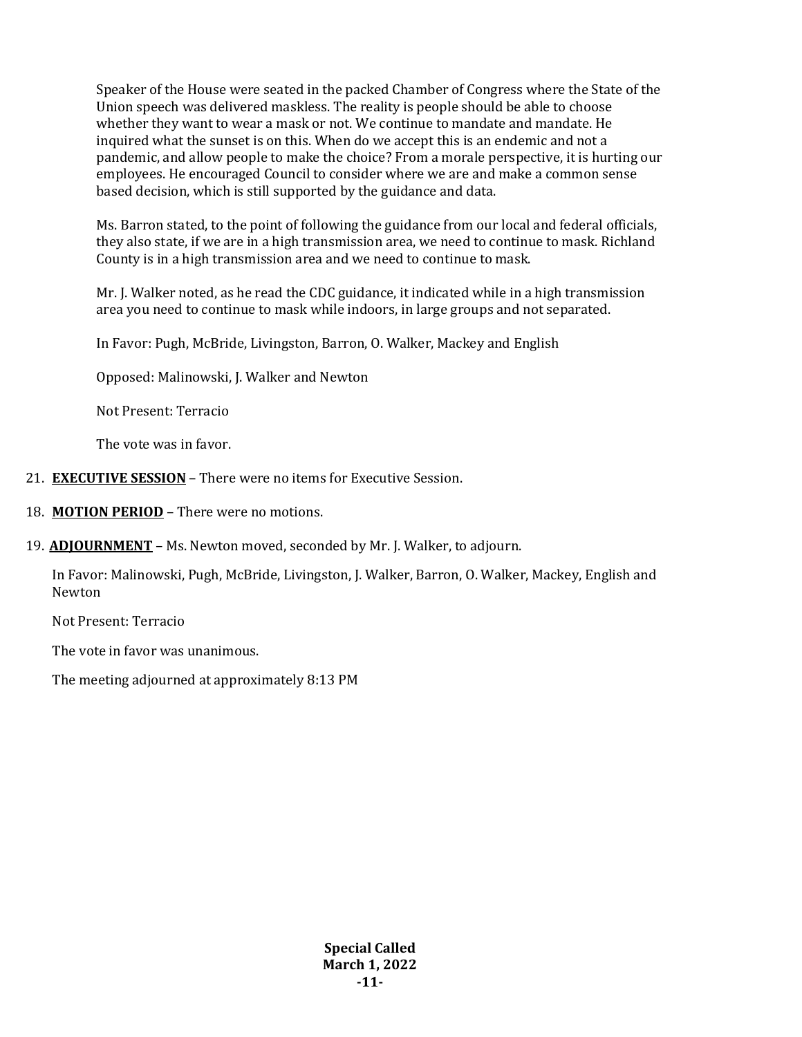Speaker of the House were seated in the packed Chamber of Congress where the State of the Union speech was delivered maskless. The reality is people should be able to choose whether they want to wear a mask or not. We continue to mandate and mandate. He inquired what the sunset is on this. When do we accept this is an endemic and not a pandemic, and allow people to make the choice? From a morale perspective, it is hurting our employees. He encouraged Council to consider where we are and make a common sense based decision, which is still supported by the guidance and data.

Ms. Barron stated, to the point of following the guidance from our local and federal officials, they also state, if we are in a high transmission area, we need to continue to mask. Richland County is in a high transmission area and we need to continue to mask.

Mr. J. Walker noted, as he read the CDC guidance, it indicated while in a high transmission area you need to continue to mask while indoors, in large groups and not separated.

In Favor: Pugh, McBride, Livingston, Barron, O. Walker, Mackey and English

Opposed: Malinowski, J. Walker and Newton

Not Present: Terracio

The vote was in favor.

21. **EXECUTIVE SESSION** – There were no items for Executive Session.

18. **MOTION PERIOD** – There were no motions.

19. **ADJOURNMENT** – Ms. Newton moved, seconded by Mr. J. Walker, to adjourn.

In Favor: Malinowski, Pugh, McBride, Livingston, J. Walker, Barron, O. Walker, Mackey, English and Newton

Not Present: Terracio

The vote in favor was unanimous.

The meeting adjourned at approximately 8:13 PM